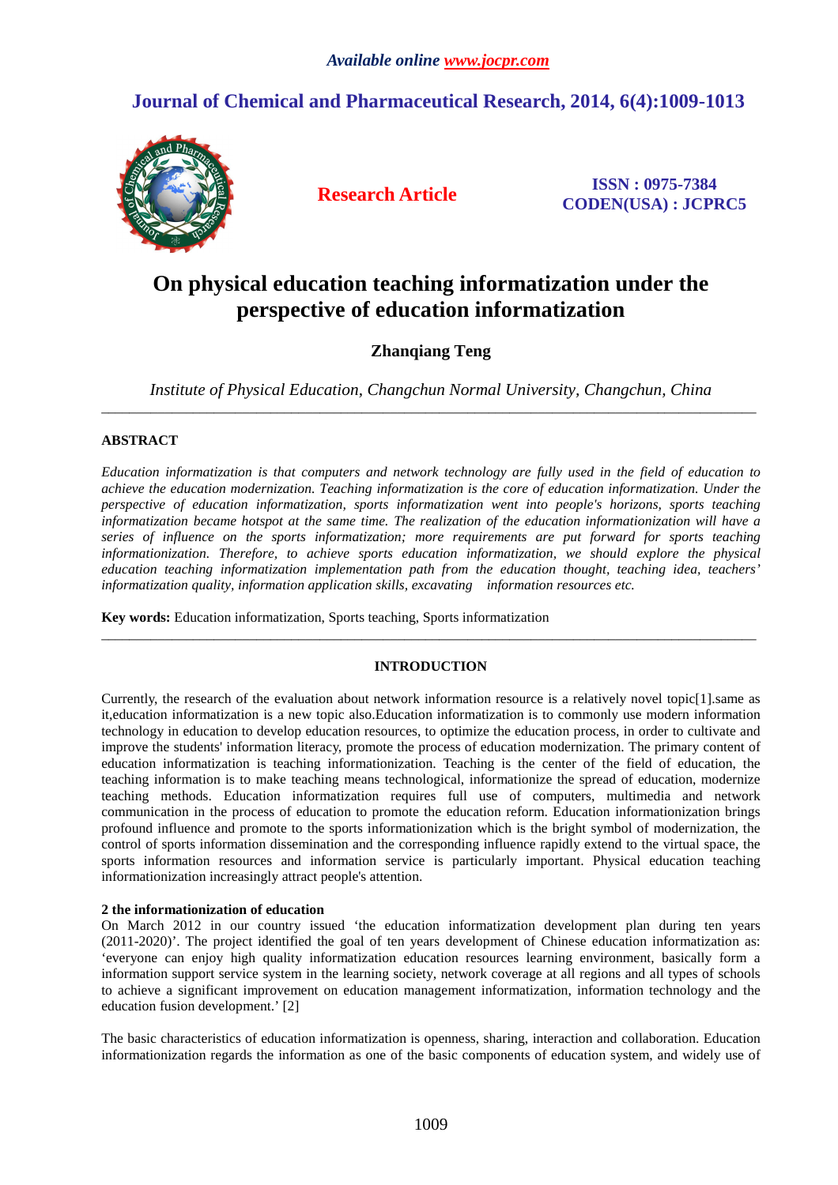# On physical education teaching informatization under the perspective of education informatization

**Zhanqiang Teng**

*Institute of Physical Education, Changchun Normal University, Changchun, China*

---

## ABSTRACT

*Education informatization is that computers and network technology are fully used in the field of education to achieve the education modernization. Teaching informatization is the core of education informatization. Under the perspective of education informatization, sports informatization went into people's horizons, sports teaching informatization became hotspot at the same time. The realization of the education informationization will have a series of influence on the sports informatization; more requirements are put forward for sports teaching informationization. Therefore, to achieve sports education informatization, we should explore the physical education teaching informatization implementation path from the education thought, teaching idea, teachers' informatization quality, information application skills, excavating information resources etc.*

**Key words:** Education informatization, Sports teaching, Sports informatization

---

## INTRODUCTION

Currently, the research of the evaluation about network information resource is a relatively novel topic[1].same as it,education informatization is a new topic also.Education informatization is to commonly use modern information technology in education to develop education resources, to optimize the education process, in order to cultivate and improve the students' information literacy, promote the process of education modernization. The primary content of education informatization is teaching informationization. Teaching is the center of the field of education, the teaching information is to make teaching means technological, informationize the spread of education, modernize teaching methods. Education informatization requires full use of computers, multimedia and network communication in the process of education to promote the education reform. Education informationization brings profound influence and promote to the sports informationization which is the bright symbol of modernization, the control of sports information dissemination and the corresponding influence rapidly extend to the virtual space, the sports information resources and information service is particularly important. Physical education teaching informationization increasingly attract people's attention.

### 2 the informationization of education

On March 2012 in our country issued 'the education informatization development plan during ten years (2011-2020)'. The project identified the goal of ten years development of Chinese education informatization as: 'everyone can enjoy high quality informatization education resources learning environment, basically form a information support service system in the learning society, network coverage at all regions and all types of schools to achieve a significant improvement on education management informatization, information technology and the education fusion development.' [2]

The basic characteristics of education informatization is openness, sharing, interaction and collaboration. Education informationization regards the information as one of the basic components of education system, and widely use of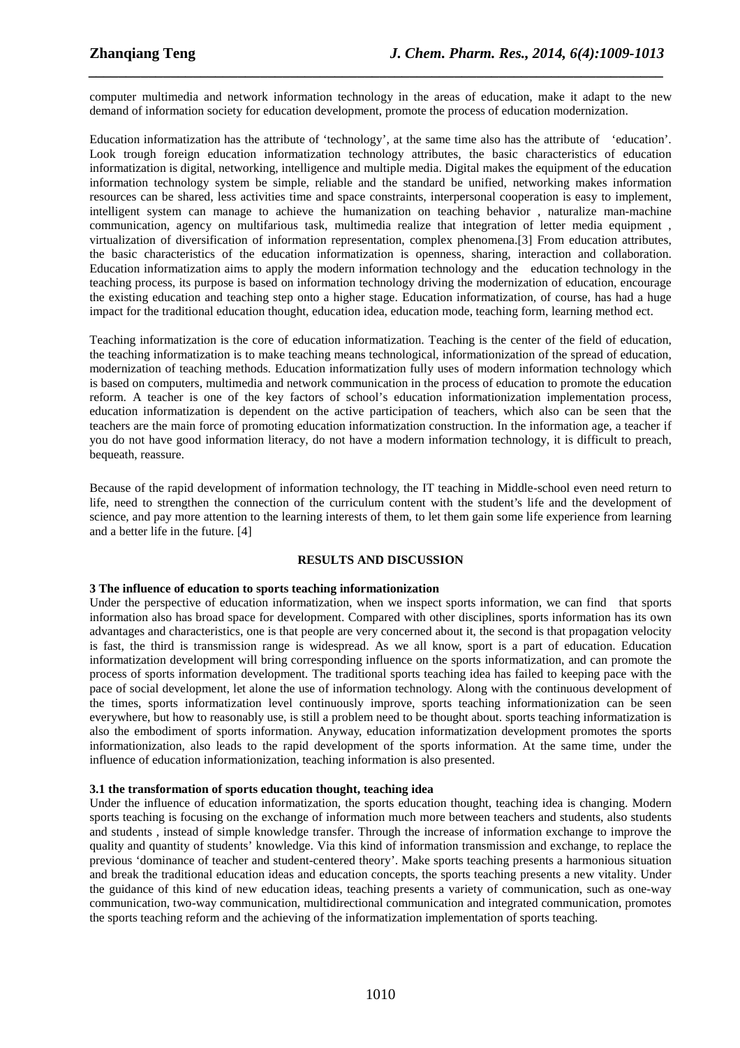computer multimedia and network information technology in the areas of education, make it adapt to the new demand of information society for education development, promote the process of education modernization.

Education informatization has the attribute of 'technology', at the same time also has the attribute of 'education'. Look trough foreign education informatization technology attributes, the basic characteristics of education informatization is digital, networking, intelligence and multiple media. Digital makes the equipment of the education information technology system be simple, reliable and the standard be unified, networking makes information resources can be shared, less activities time and space constraints, interpersonal cooperation is easy to implement, intelligent system can manage to achieve the humanization on teaching behavior , naturalize man-machine communication, agency on multifarious task, multimedia realize that integration of letter media equipment , virtualization of diversification of information representation, complex phenomena.[3] From education attributes, the basic characteristics of the education informatization is openness, sharing, interaction and collaboration. Education informatization aims to apply the modern information technology and the education technology in the teaching process, its purpose is based on information technology driving the modernization of education, encourage the existing education and teaching step onto a higher stage. Education informatization, of course, has had a huge impact for the traditional education thought, education idea, education mode, teaching form, learning method ect.

Teaching informatization is the core of education informatization. Teaching is the center of the field of education, the teaching informatization is to make teaching means technological, informationization of the spread of education, modernization of teaching methods. Education informatization fully uses of modern information technology which is based on computers, multimedia and network communication in the process of education to promote the education reform. A teacher is one of the key factors of school's education informationization implementation process, education informatization is dependent on the active participation of teachers, which also can be seen that the teachers are the main force of promoting education informatization construction. In the information age, a teacher if you do not have good information literacy, do not have a modern information technology, it is difficult to preach, bequeath, reassure.

Because of the rapid development of information technology, the IT teaching in Middle-school even need return to life, need to strengthen the connection of the curriculum content with the student's life and the development of science, and pay more attention to the learning interests of them, to let them gain some life experience from learning and a better life in the future. [4]

## RESULTS AND DISCUSSION

### 3 The influence of education to sports teaching informationization

Under the perspective of education informatization, when we inspect sports information, we can find that sports information also has broad space for development. Compared with other disciplines, sports information has its own advantages and characteristics, one is that people are very concerned about it, the second is that propagation velocity is fast, the third is transmission range is widespread. As we all know, sport is a part of education. Education informatization development will bring corresponding influence on the sports informatization, and can promote the process of sports information development. The traditional sports teaching idea has failed to keeping pace with the pace of social development, let alone the use of information technology. Along with the continuous development of the times, sports informatization level continuously improve, sports teaching informationization can be seen everywhere, but how to reasonably use, is still a problem need to be thought about. sports teaching informatization is also the embodiment of sports information. Anyway, education informatization development promotes the sports informationization, also leads to the rapid development of the sports information. At the same time, under the influence of education informationization, teaching information is also presented.

#### 3.1 the transformation of sports education thought, teaching idea

Under the influence of education informatization, the sports education thought, teaching idea is changing. Modern sports teaching is focusing on the exchange of information much more between teachers and students, also students and students , instead of simple knowledge transfer. Through the increase of information exchange to improve the quality and quantity of students' knowledge. Via this kind of information transmission and exchange, to replace the previous 'dominance of teacher and student-centered theory'. Make sports teaching presents a harmonious situation and break the traditional education ideas and education concepts, the sports teaching presents a new vitality. Under the guidance of this kind of new education ideas, teaching presents a variety of communication, such as one-way communication, two-way communication, multidirectional communication and integrated communication, promotes the sports teaching reform and the achieving of the informatization implementation of sports teaching.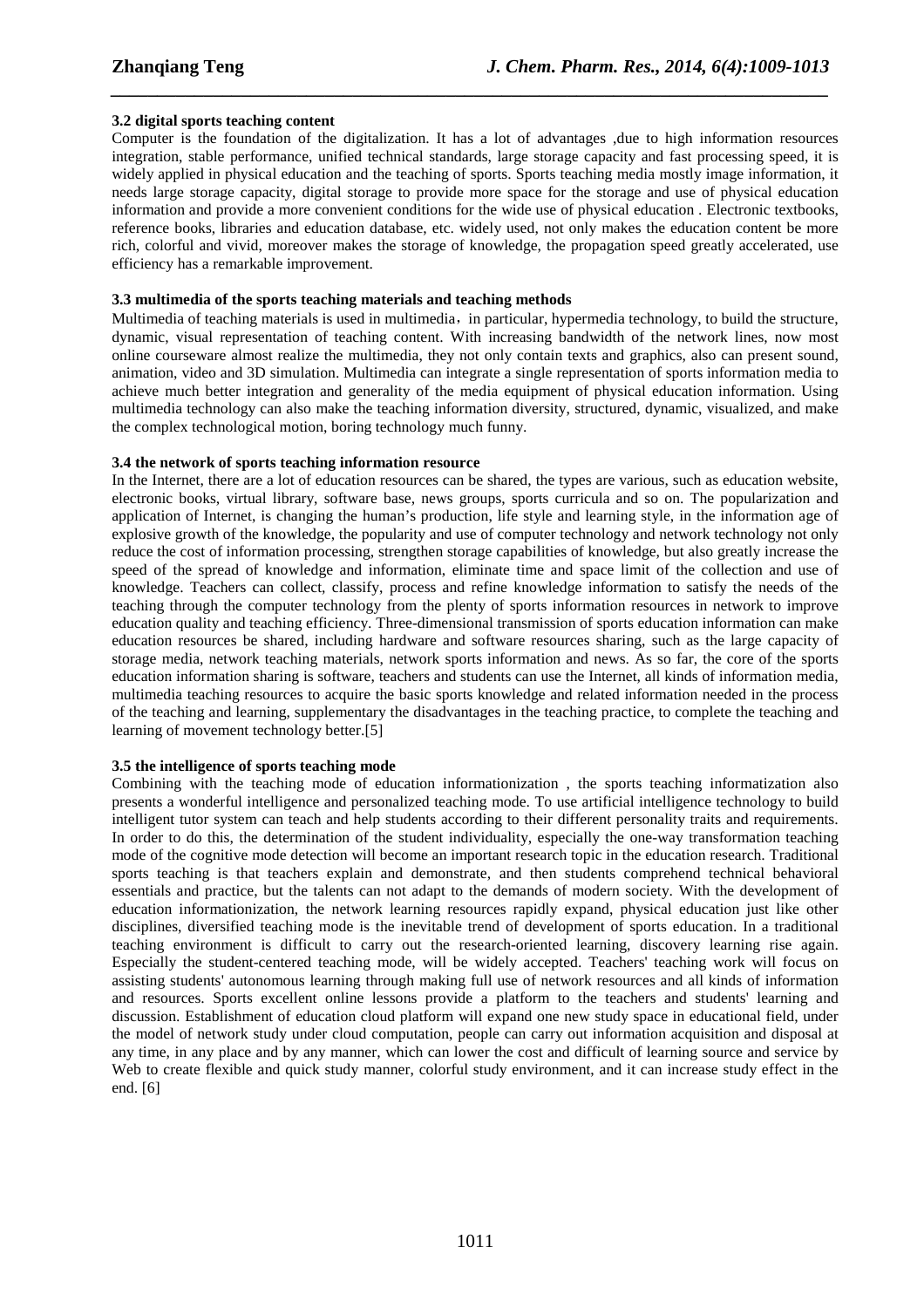### 3.2 digital sports teaching content

Computer is the foundation of the digitalization. It has a lot of advantages ,due to high information resources integration, stable performance, unified technical standards, large storage capacity and fast processing speed, it is widely applied in physical education and the teaching of sports. Sports teaching media mostly image information, it needs large storage capacity, digital storage to provide more space for the storage and use of physical education information and provide a more convenient conditions for the wide use of physical education . Electronic textbooks, reference books, libraries and education database, etc. widely used, not only makes the education content be more rich, colorful and vivid, moreover makes the storage of knowledge, the propagation speed greatly accelerated, use efficiency has a remarkable improvement.

### 3.3 multimedia of the sports teaching materials and teaching methods

Multimedia of teaching materials is used in multimedia，in particular, hypermedia technology, to build the structure, dynamic, visual representation of teaching content. With increasing bandwidth of the network lines, now most online courseware almost realize the multimedia, they not only contain texts and graphics, also can present sound, animation, video and 3D simulation. Multimedia can integrate a single representation of sports information media to achieve much better integration and generality of the media equipment of physical education information. Using multimedia technology can also make the teaching information diversity, structured, dynamic, visualized, and make the complex technological motion, boring technology much funny.

### 3.4 the network of sports teaching information resource

In the Internet, there are a lot of education resources can be shared, the types are various, such as education website, electronic books, virtual library, software base, news groups, sports curricula and so on. The popularization and application of Internet, is changing the human's production, life style and learning style, in the information age of explosive growth of the knowledge, the popularity and use of computer technology and network technology not only reduce the cost of information processing, strengthen storage capabilities of knowledge, but also greatly increase the speed of the spread of knowledge and information, eliminate time and space limit of the collection and use of knowledge. Teachers can collect, classify, process and refine knowledge information to satisfy the needs of the teaching through the computer technology from the plenty of sports information resources in network to improve education quality and teaching efficiency. Three-dimensional transmission of sports education information can make education resources be shared, including hardware and software resources sharing, such as the large capacity of storage media, network teaching materials, network sports information and news. As so far, the core of the sports education information sharing is software, teachers and students can use the Internet, all kinds of information media, multimedia teaching resources to acquire the basic sports knowledge and related information needed in the process of the teaching and learning, supplementary the disadvantages in the teaching practice, to complete the teaching and learning of movement technology better.[5]

### 3.5 the intelligence of sports teaching mode

Combining with the teaching mode of education informationizantion , the sports teaching informatization also presents a wonderful intelligence and personalized teaching mode. To use artificial intelligence technology to build intelligent tutor system can teach and help students according to their different personality traits and requirements. In order to do this, the determination of the student individuality, especially the one-way transformation teaching mode of the cognitive mode detection will become an important research topic in the education research. Traditional sports teaching is that teachers explain and demonstrate, and then students comprehend technical behavioral essentials and practice, but the talents can not adapt to the demands of modern society. With the development of education informationization, the network learning resources rapidly expand, physical education just like other disciplines, diversified teaching mode is the inevitable trend of development of sports education. In a traditional teaching environment is difficult to carry out the research-oriented learning, discovery learning rise again. Especially the student-centered teaching mode, will be widely accepted. Teachers' teaching work will focus on assisting students' autonomous learning through making full use of network resources and all kinds of information and resources. Sports excellent online lessons provide a platform to the teachers and students' learning and discussion. Establishment of education cloud platform will expand one new study space in educational field, under the model of network study under cloud computation, people can carry out information acquisition and disposal at any time, in any place and by any manner, which can lower the cost and difficult of learning source and service by Web to create flexible and quick study manner, colorful study environment, and it can increase study effect in the end. [6]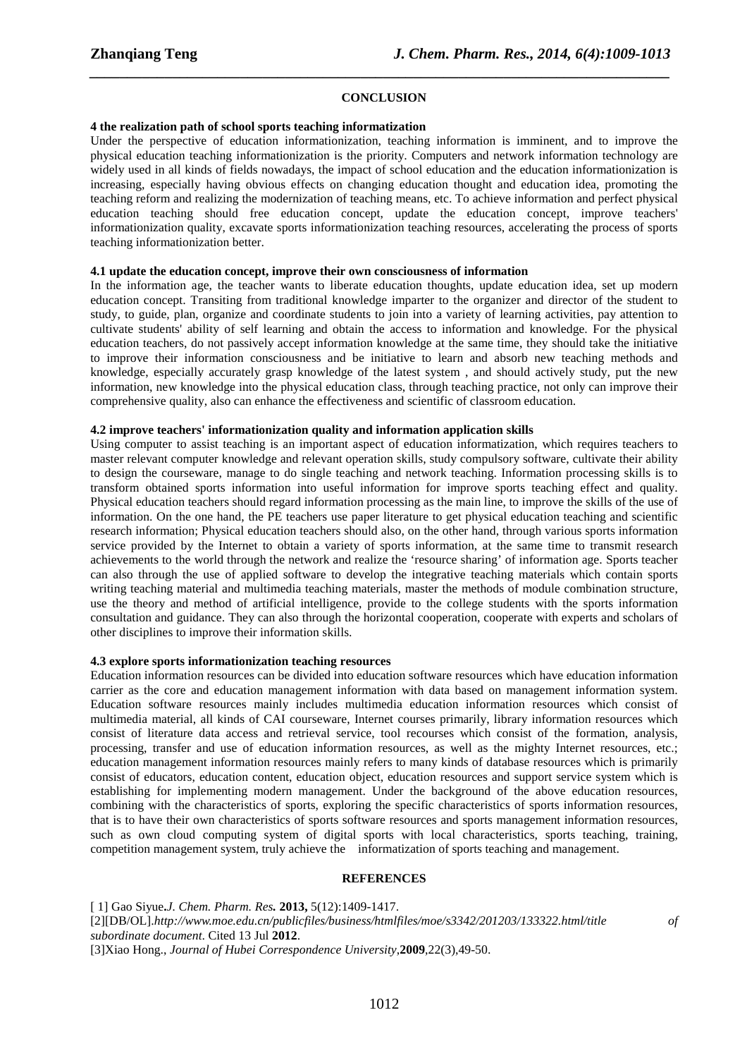## CONCLUSION

### 4 the realization path of school sports teaching informatization

Under the perspective of education informationization, teaching information is imminent, and to improve the physical education teaching informationization is the priority. Computers and network information technology are widely used in all kinds of fields nowadays, the impact of school education and the education informationization is increasing, especially having obvious effects on changing education thought and education idea, promoting the teaching reform and realizing the modernization of teaching means, etc. To achieve information and perfect physical education teaching should free education concept, update the education concept, improve teachers' informationization quality, excavate sports informationization teaching resources, accelerating the process of sports teaching informationization better.

### 4.1 update the education concept, improve their own consciousness of information

In the information age, the teacher wants to liberate education thoughts, update education idea, set up modern education concept. Transiting from traditional knowledge imparter to the organizer and director of the student to study, to guide, plan, organize and coordinate students to join into a variety of learning activities, pay attention to cultivate students' ability of self learning and obtain the access to information and knowledge. For the physical education teachers, do not passively accept information knowledge at the same time, they should take the initiative to improve their information consciousness and be initiative to learn and absorb new teaching methods and knowledge, especially accurately grasp knowledge of the latest system , and should actively study, put the new information, new knowledge into the physical education class, through teaching practice, not only can improve their comprehensive quality, also can enhance the effectiveness and scientific of classroom education.

### 4.2 improve teachers' informationization quality and information application skills

Using computer to assist teaching is an important aspect of education informatization, which requires teachers to master relevant computer knowledge and relevant operation skills, study compulsory software, cultivate their ability to design the courseware, manage to do single teaching and network teaching. Information processing skills is to transform obtained sports information into useful information for improve sports teaching effect and quality. Physical education teachers should regard information processing as the main line, to improve the skills of the use of information. On the one hand, the PE teachers use paper literature to get physical education teaching and scientific research information; Physical education teachers should also, on the other hand, through various sports information service provided by the Internet to obtain a variety of sports information, at the same time to transmit research achievements to the world through the network and realize the 'resource sharing' of information age. Sports teacher can also through the use of applied software to develop the integrative teaching materials which contain sports writing teaching material and multimedia teaching materials, master the methods of module combination structure, use the theory and method of artificial intelligence, provide to the college students with the sports information consultation and guidance. They can also through the horizontal cooperation, cooperate with experts and scholars of other disciplines to improve their information skills.

### 4.3 explore sports informationization teaching resources

Education information resources can be divided into education software resources which have education information carrier as the core and education management information with data based on management information system. Education software resources mainly includes multimedia education information resources which consist of multimedia material, all kinds of CAI courseware, Internet courses primarily, library information resources which consist of literature data access and retrieval service, tool recourses which consist of the formation, analysis, processing, transfer and use of education information resources, as well as the mighty Internet resources, etc.; education management information resources mainly refers to many kinds of database resources which is primarily consist of educators, education content, education object, education resources and support service system which is establishing for implementing modern management. Under the background of the above education resources, combining with the characteristics of sports, exploring the specific characteristics of sports information resources, that is to have their own characteristics of sports software resources and sports management information resources, such as own cloud computing system of digital sports with local characteristics, sports teaching, training, competition management system, truly achieve the informatization of sports teaching and management.

## REFERENCES

[ 1] Gao Siyue. *J. Chem. Pharm. Res.* **2013,** 5(12):1409-1417.

[2][DB/OL].*http://www.moe.edu.cn/publicfiles/business/htmlfiles/moe/s3342/201203/133322.html/title of subordinate document*. Cited 13 Jul **2012**.

[3]Xiao Hong., *Journal of Hubei Correspondence University*,**2009**,22(3),49-50.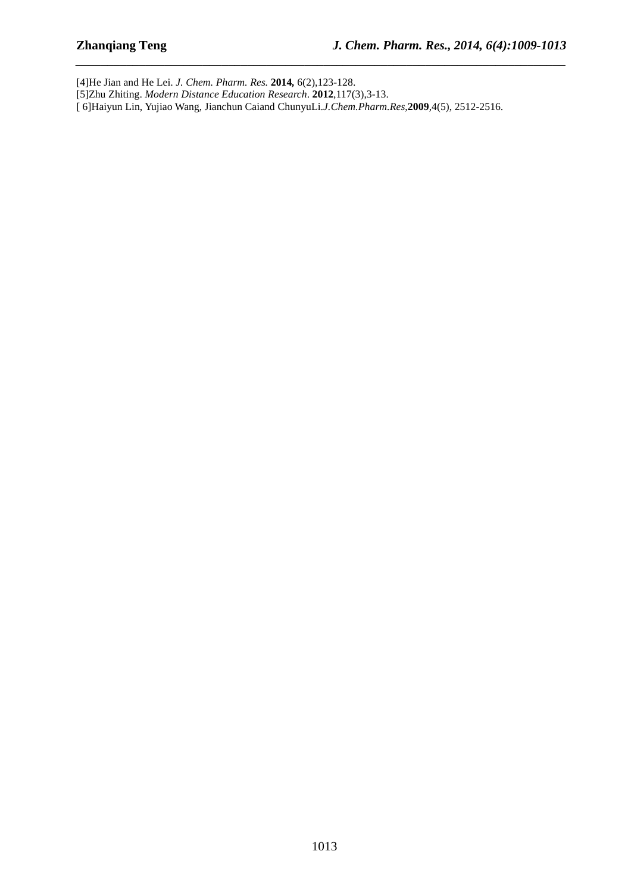[4]He Jian and He Lei. *J. Chem. Pharm. Res.* **2014,** 6(2),123-128.
[5]Zhu Zhiting. *Modern Distance Education Research*. **2012**,117(3),3-13.
[ 6]Haiyun Lin, Yujiao Wang, Jianchun Caiand ChunyuLi.*J.Chem.Pharm.Res*,**2009**,4(5), 2512-2516.